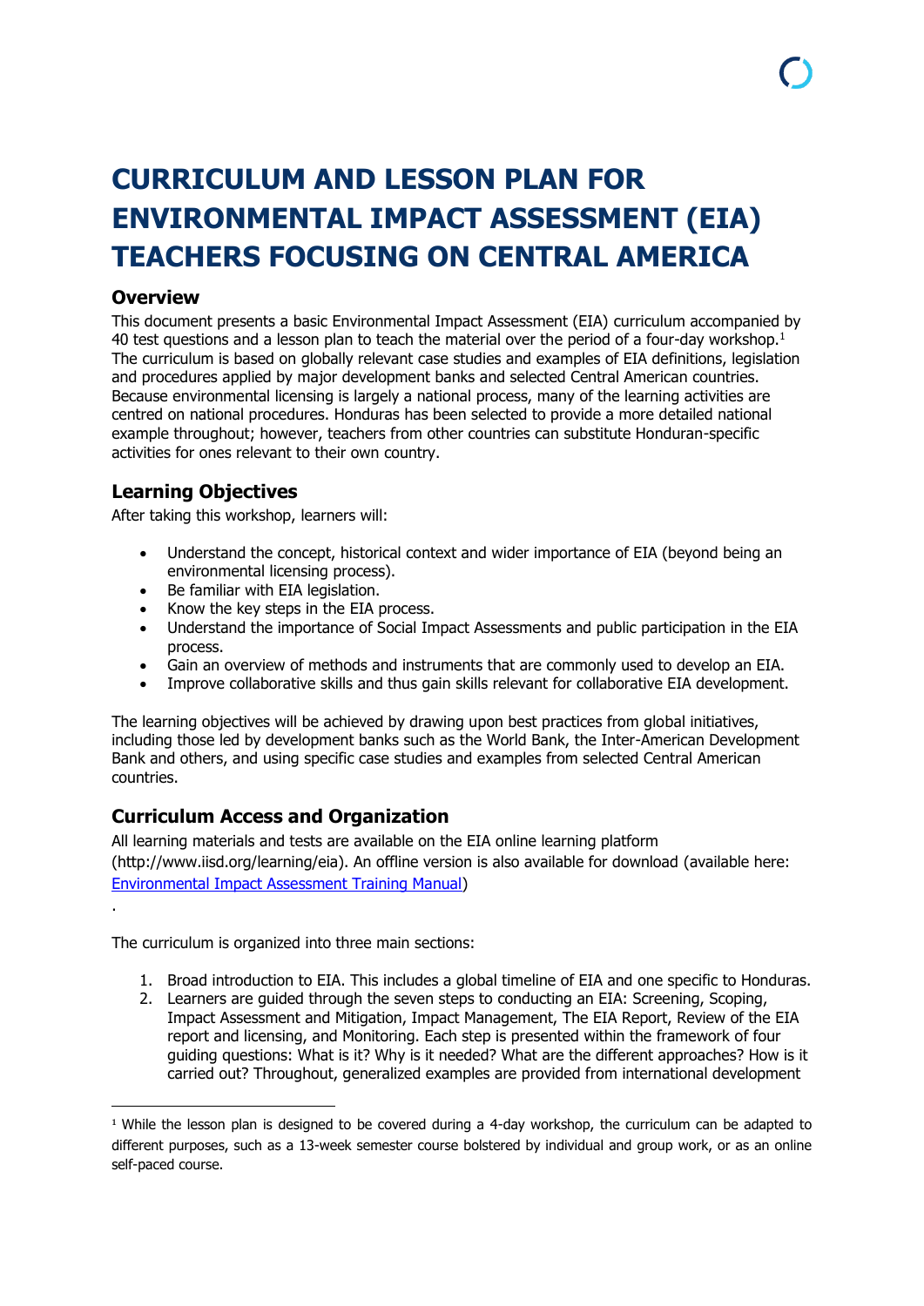# CURRICULUM AND LESSON PLAN FOR ENVIRONMENTAL IMPACT ASSESSMENT (EIA) TEACHERS FOCUSING ON CENTRAL AMERICA

## Overview

This document presents a basic Environmental Impact Assessment (EIA) curriculum accompanied by 40 test questions and a lesson plan to teach the material over the period of a four-day workshop.[1] The curriculum is based on globally relevant case studies and examples of EIA definitions, legislation and procedures applied by major development banks and selected Central American countries. Because environmental licensing is largely a national process, many of the learning activities are centred on national procedures. Honduras has been selected to provide a more detailed national example throughout; however, teachers from other countries can substitute Honduran-specific activities for ones relevant to their own country.

## Learning Objectives

After taking this workshop, learners will:

- Understand the concept, historical context and wider importance of EIA (beyond being an environmental licensing process).
- Be familiar with EIA legislation.
- Know the key steps in the EIA process.
- Understand the importance of Social Impact Assessments and public participation in the EIA process.
- Gain an overview of methods and instruments that are commonly used to develop an EIA.
- Improve collaborative skills and thus gain skills relevant for collaborative EIA development.

The learning objectives will be achieved by drawing upon best practices from global initiatives, including those led by development banks such as the World Bank, the Inter-American Development Bank and others, and using specific case studies and examples from selected Central American countries.

## Curriculum Access and Organization

All learning materials and tests are available on the EIA online learning platform (http://www.iisd.org/learning/eia). An offline version is also available for download (available here: [Environmental Impact Assessment Training Manual](Environmental Impact Assessment Training Manual))

.

The curriculum is organized into three main sections:

1. Broad introduction to EIA. This includes a global timeline of EIA and one specific to Honduras.
2. Learners are guided through the seven steps to conducting an EIA: Screening, Scoping, Impact Assessment and Mitigation, Impact Management, The EIA Report, Review of the EIA report and licensing, and Monitoring. Each step is presented within the framework of four guiding questions: What is it? Why is it needed? What are the different approaches? How is it carried out? Throughout, generalized examples are provided from international development

[1] While the lesson plan is designed to be covered during a 4-day workshop, the curriculum can be adapted to different purposes, such as a 13-week semester course bolstered by individual and group work, or as an online self-paced course.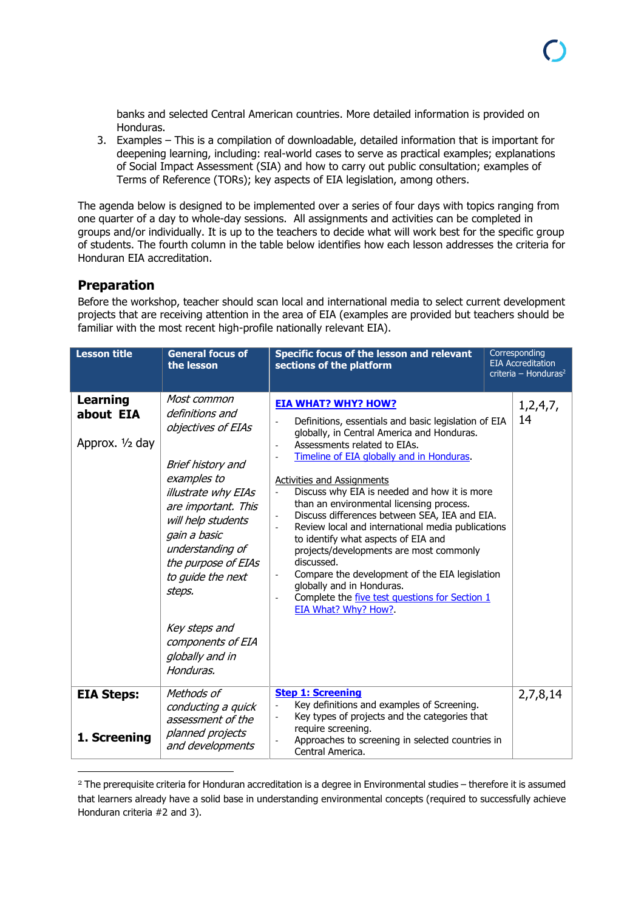banks and selected Central American countries. More detailed information is provided on Honduras.

3. Examples – This is a compilation of downloadable, detailed information that is important for deepening learning, including: real-world cases to serve as practical examples; explanations of Social Impact Assessment (SIA) and how to carry out public consultation; examples of Terms of Reference (TORs); key aspects of EIA legislation, among others.

The agenda below is designed to be implemented over a series of four days with topics ranging from one quarter of a day to whole-day sessions. All assignments and activities can be completed in groups and/or individually. It is up to the teachers to decide what will work best for the specific group of students. The fourth column in the table below identifies how each lesson addresses the criteria for Honduran EIA accreditation.

## Preparation

Before the workshop, teacher should scan local and international media to select current development projects that are receiving attention in the area of EIA (examples are provided but teachers should be familiar with the most recent high-profile nationally relevant EIA).

| Lesson title | General focus of the lesson | Specific focus of the lesson and relevant sections of the platform | Corresponding EIA Accreditation criteria – Honduras[2] |
|---|---|---|---|
| **Learning about EIA**<br><br>Approx. ½ day | *Most common definitions and objectives of EIAs*<br><br>*Brief history and examples to illustrate why EIAs are important. This will help students gain a basic understanding of the purpose of EIAs to guide the next steps.*<br><br>*Key steps and components of EIA globally and in Honduras.* | **EIA WHAT? WHY? HOW?**<br>- Definitions, essentials and basic legislation of EIA globally, in Central America and Honduras.<br>- Assessments related to EIAs.<br>- Timeline of EIA globally and in Honduras.<br><br>Activities and Assignments<br>- Discuss why EIA is needed and how it is more than an environmental licensing process.<br>- Discuss differences between SEA, IEA and EIA.<br>- Review local and international media publications to identify what aspects of EIA and projects/developments are most commonly discussed.<br>- Compare the development of the EIA legislation globally and in Honduras.<br>- Complete the five test questions for Section 1 EIA What? Why? How?. | 1,2,4,7, 14 |
| **EIA Steps:**<br><br>**1. Screening** | *Methods of conducting a quick assessment of the planned projects and developments* | **Step 1: Screening**<br>- Key definitions and examples of Screening.<br>- Key types of projects and the categories that require screening.<br>- Approaches to screening in selected countries in Central America. | 2,7,8,14 |

[2] The prerequisite criteria for Honduran accreditation is a degree in Environmental studies – therefore it is assumed that learners already have a solid base in understanding environmental concepts (required to successfully achieve Honduran criteria #2 and 3).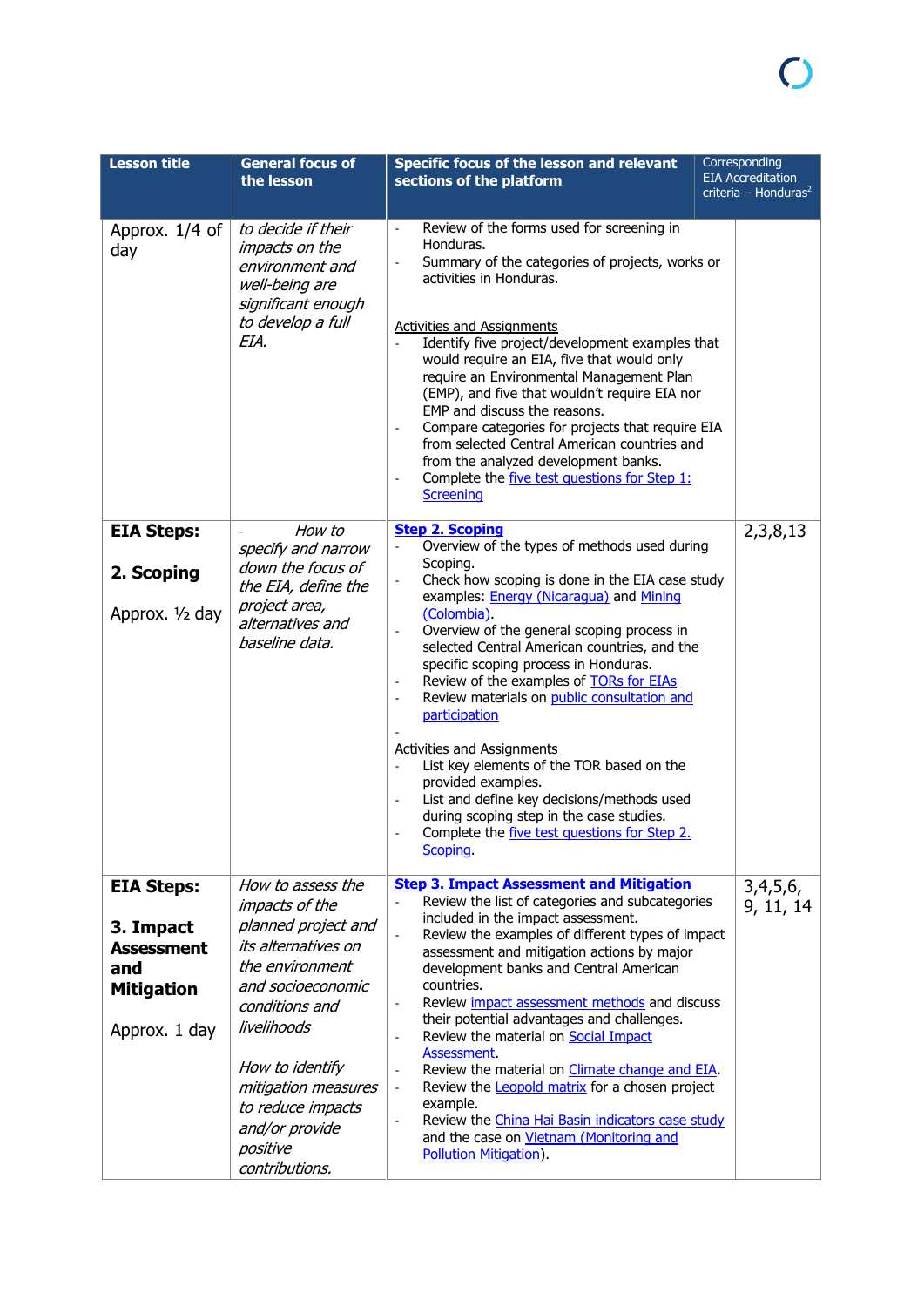| Lesson title | General focus of the lesson | Specific focus of the lesson and relevant sections of the platform | Corresponding EIA Accreditation criteria – Honduras[2] |
|---|---|---|---|
| Approx. 1/4 of day | *to decide if their impacts on the environment and well-being are significant enough to develop a full EIA.* | - Review of the forms used for screening in Honduras.<br>- Summary of the categories of projects, works or activities in Honduras.<br><br>Activities and Assignments<br>- Identify five project/development examples that would require an EIA, five that would only require an Environmental Management Plan (EMP), and five that wouldn't require EIA nor EMP and discuss the reasons.<br>- Compare categories for projects that require EIA from selected Central American countries and from the analyzed development banks.<br>- Complete the five test questions for Step 1: Screening | |
| **EIA Steps:**<br><br>**2. Scoping**<br><br>Approx. ½ day | - *How to specify and narrow down the focus of the EIA, define the project area, alternatives and baseline data.* | **Step 2. Scoping**<br>- Overview of the types of methods used during Scoping.<br>- Check how scoping is done in the EIA case study examples: Energy (Nicaragua) and Mining (Colombia).<br>- Overview of the general scoping process in selected Central American countries, and the specific scoping process in Honduras.<br>- Review of the examples of TORs for EIAs<br>- Review materials on public consultation and participation<br>-<br>Activities and Assignments<br>- List key elements of the TOR based on the provided examples.<br>- List and define key decisions/methods used during scoping step in the case studies.<br>- Complete the five test questions for Step 2. Scoping. | 2,3,8,13 |
| **EIA Steps:**<br><br>**3. Impact Assessment and Mitigation**<br><br>Approx. 1 day | *How to assess the impacts of the planned project and its alternatives on the environment and socioeconomic conditions and livelihoods*<br><br>*How to identify mitigation measures to reduce impacts and/or provide positive contributions.* | **Step 3. Impact Assessment and Mitigation**<br>- Review the list of categories and subcategories included in the impact assessment.<br>- Review the examples of different types of impact assessment and mitigation actions by major development banks and Central American countries.<br>- Review impact assessment methods and discuss their potential advantages and challenges.<br>- Review the material on Social Impact Assessment.<br>- Review the material on Climate change and EIA.<br>- Review the Leopold matrix for a chosen project example.<br>- Review the China Hai Basin indicators case study and the case on Vietnam (Monitoring and Pollution Mitigation). | 3,4,5,6, 9, 11, 14 |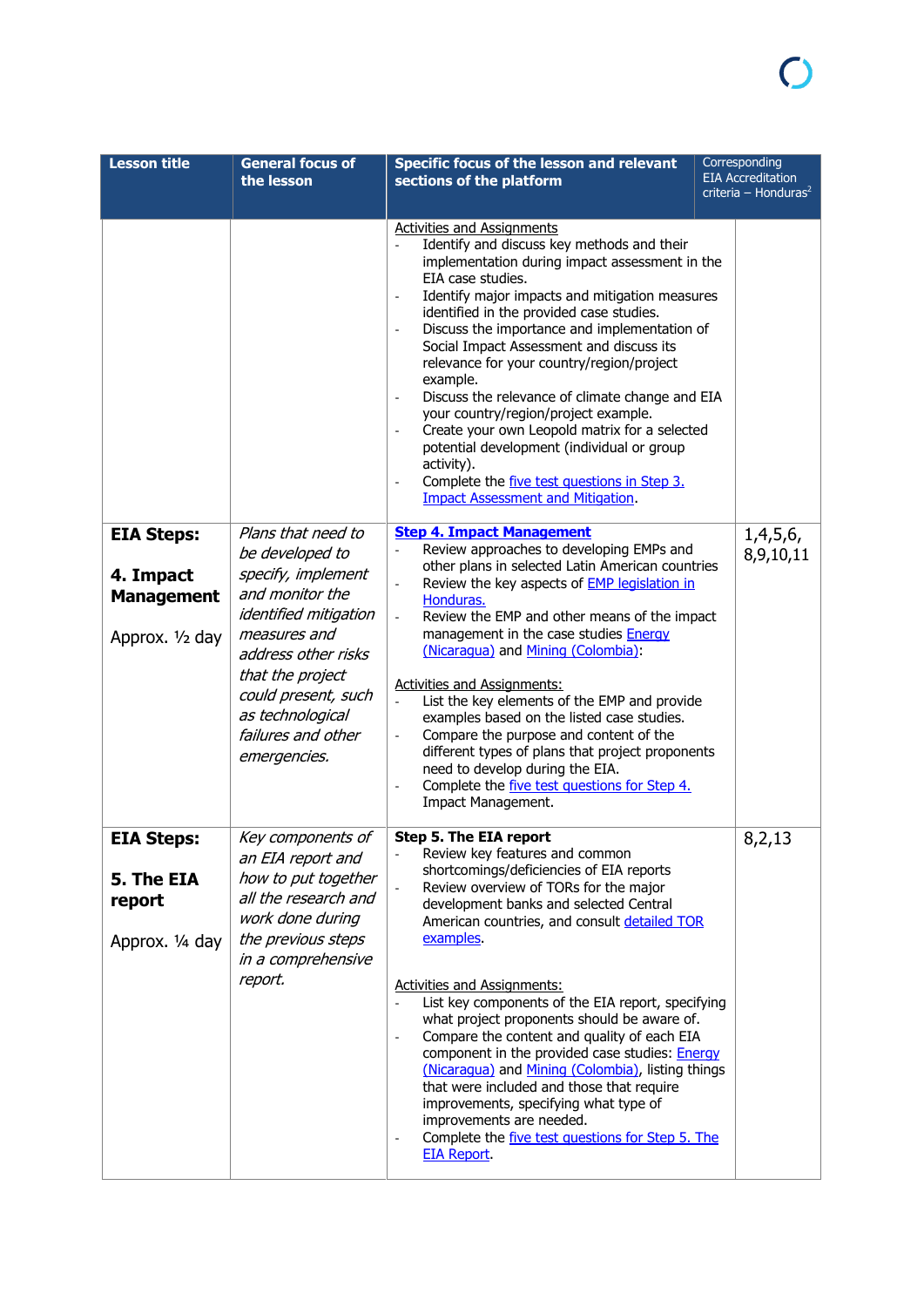| Lesson title | General focus of the lesson | Specific focus of the lesson and relevant sections of the platform | Corresponding EIA Accreditation criteria – Honduras[2] |
|---|---|---|---|
| | | Activities and Assignments<br>- Identify and discuss key methods and their implementation during impact assessment in the EIA case studies.<br>- Identify major impacts and mitigation measures identified in the provided case studies.<br>- Discuss the importance and implementation of Social Impact Assessment and discuss its relevance for your country/region/project example.<br>- Discuss the relevance of climate change and EIA your country/region/project example.<br>- Create your own Leopold matrix for a selected potential development (individual or group activity).<br>- Complete the five test questions in Step 3. Impact Assessment and Mitigation. | |
| **EIA Steps:**<br><br>**4. Impact Management**<br><br>Approx. ½ day | *Plans that need to be developed to specify, implement and monitor the identified mitigation measures and address other risks that the project could present, such as technological failures and other emergencies.* | **Step 4. Impact Management**<br>- Review approaches to developing EMPs and other plans in selected Latin American countries<br>- Review the key aspects of EMP legislation in Honduras.<br>- Review the EMP and other means of the impact management in the case studies Energy (Nicaragua) and Mining (Colombia):<br><br>Activities and Assignments:<br>- List the key elements of the EMP and provide examples based on the listed case studies.<br>- Compare the purpose and content of the different types of plans that project proponents need to develop during the EIA.<br>- Complete the five test questions for Step 4. Impact Management. | 1,4,5,6, 8,9,10,11 |
| **EIA Steps:**<br><br>**5. The EIA report**<br><br>Approx. ¼ day | *Key components of an EIA report and how to put together all the research and work done during the previous steps in a comprehensive report.* | **Step 5. The EIA report**<br>- Review key features and common shortcomings/deficiencies of EIA reports<br>- Review overview of TORs for the major development banks and selected Central American countries, and consult detailed TOR examples.<br><br>Activities and Assignments:<br>- List key components of the EIA report, specifying what project proponents should be aware of.<br>- Compare the content and quality of each EIA component in the provided case studies: Energy (Nicaragua) and Mining (Colombia), listing things that were included and those that require improvements, specifying what type of improvements are needed.<br>- Complete the five test questions for Step 5. The EIA Report. | 8,2,13 |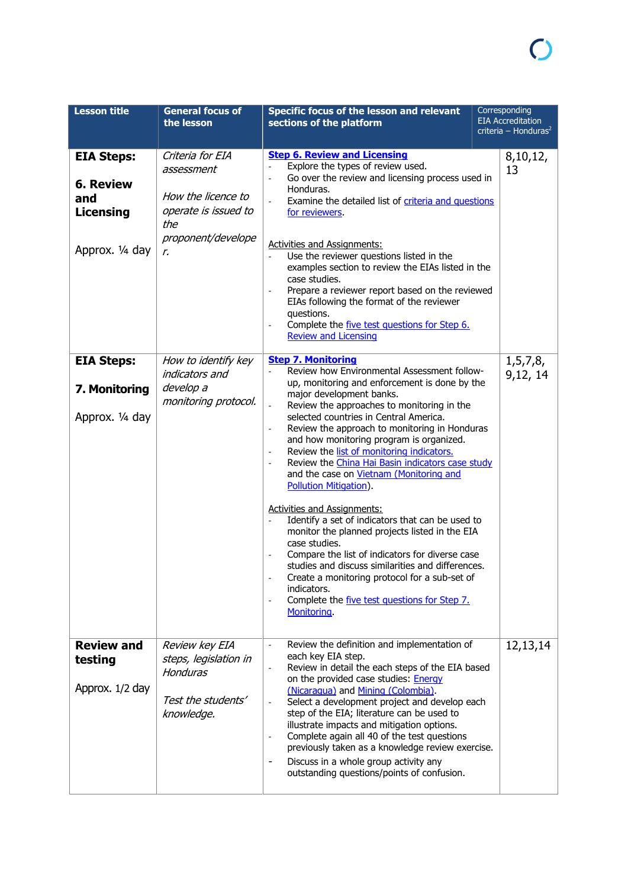| Lesson title | General focus of the lesson | Specific focus of the lesson and relevant sections of the platform | Corresponding EIA Accreditation criteria – Honduras[2] |
|---|---|---|---|
| **EIA Steps:**<br><br>**6. Review and Licensing**<br><br>Approx. ¼ day | *Criteria for EIA assessment*<br><br>*How the licence to operate is issued to the proponent/developer.* | **Step 6. Review and Licensing**<br>- Explore the types of review used.<br>- Go over the review and licensing process used in Honduras.<br>- Examine the detailed list of criteria and questions for reviewers.<br><br>Activities and Assignments:<br>- Use the reviewer questions listed in the examples section to review the EIAs listed in the case studies.<br>- Prepare a reviewer report based on the reviewed EIAs following the format of the reviewer questions.<br>- Complete the five test questions for Step 6. Review and Licensing | 8,10,12, 13 |
| **EIA Steps:**<br><br>**7. Monitoring**<br><br>Approx. ¼ day | *How to identify key indicators and develop a monitoring protocol.* | **Step 7. Monitoring**<br>- Review how Environmental Assessment follow-up, monitoring and enforcement is done by the major development banks.<br>- Review the approaches to monitoring in the selected countries in Central America.<br>- Review the approach to monitoring in Honduras and how monitoring program is organized.<br>- Review the list of monitoring indicators.<br>- Review the China Hai Basin indicators case study and the case on Vietnam (Monitoring and Pollution Mitigation).<br><br>Activities and Assignments:<br>- Identify a set of indicators that can be used to monitor the planned projects listed in the EIA case studies.<br>- Compare the list of indicators for diverse case studies and discuss similarities and differences.<br>- Create a monitoring protocol for a sub-set of indicators.<br>- Complete the five test questions for Step 7. Monitoring. | 1,5,7,8, 9,12, 14 |
| **Review and testing**<br><br>Approx. 1/2 day | *Review key EIA steps, legislation in Honduras*<br><br>*Test the students' knowledge.* | - Review the definition and implementation of each key EIA step.<br>- Review in detail the each steps of the EIA based on the provided case studies: Energy (Nicaragua) and Mining (Colombia).<br>- Select a development project and develop each step of the EIA; literature can be used to illustrate impacts and mitigation options.<br>- Complete again all 40 of the test questions previously taken as a knowledge review exercise.<br>- Discuss in a whole group activity any outstanding questions/points of confusion. | 12,13,14 |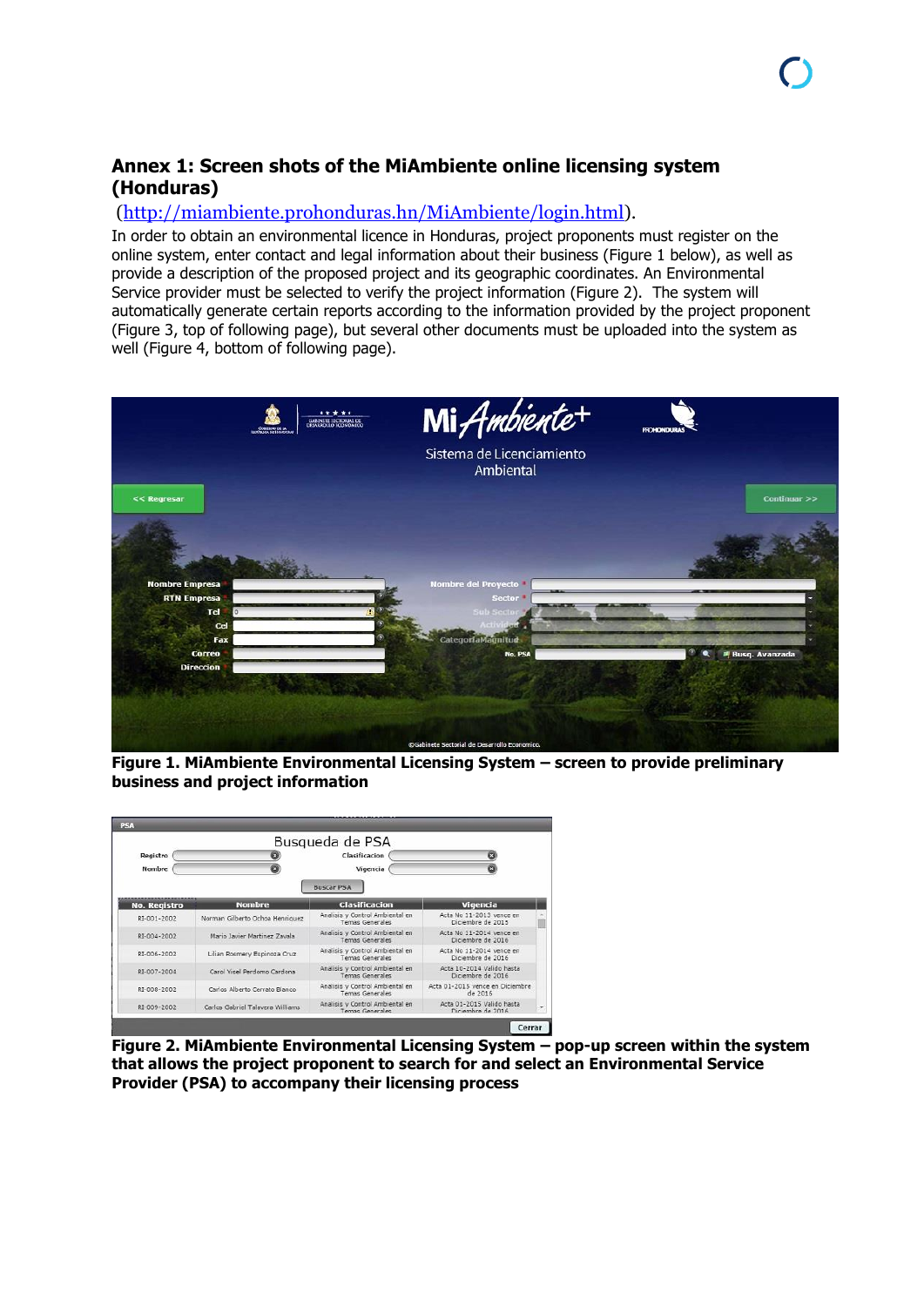## Annex 1: Screen shots of the MiAmbiente online licensing system (Honduras)

(http://miambiente.prohonduras.hn/MiAmbiente/login.html).

In order to obtain an environmental licence in Honduras, project proponents must register on the online system, enter contact and legal information about their business (Figure 1 below), as well as provide a description of the proposed project and its geographic coordinates. An Environmental Service provider must be selected to verify the project information (Figure 2). The system will automatically generate certain reports according to the information provided by the project proponent (Figure 3, top of following page), but several other documents must be uploaded into the system as well (Figure 4, bottom of following page).

**Figure 1. MiAmbiente Environmental Licensing System – screen to provide preliminary business and project information**

**Figure 2. MiAmbiente Environmental Licensing System – pop-up screen within the system that allows the project proponent to search for and select an Environmental Service Provider (PSA) to accompany their licensing process**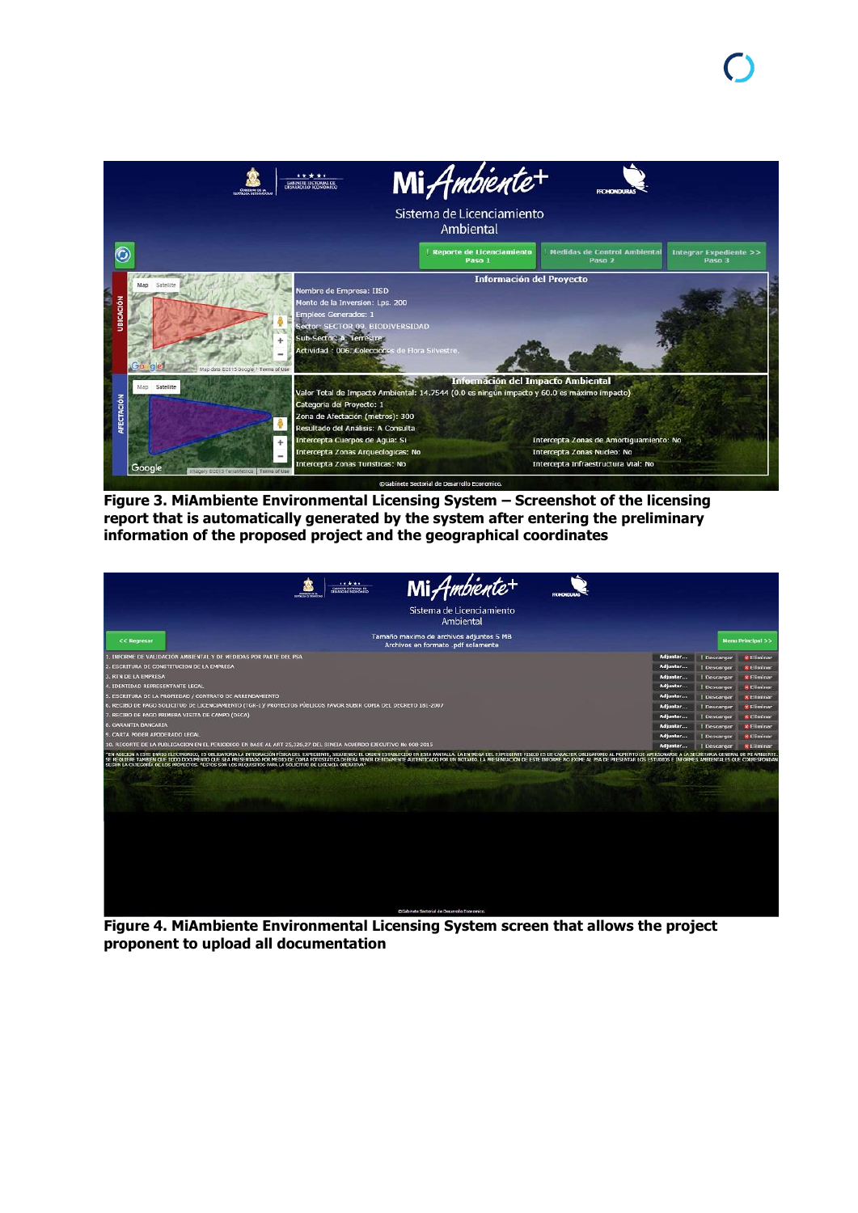**Figure 3. MiAmbiente Environmental Licensing System – Screenshot of the licensing report that is automatically generated by the system after entering the preliminary information of the proposed project and the geographical coordinates**

**Figure 4. MiAmbiente Environmental Licensing System screen that allows the project proponent to upload all documentation**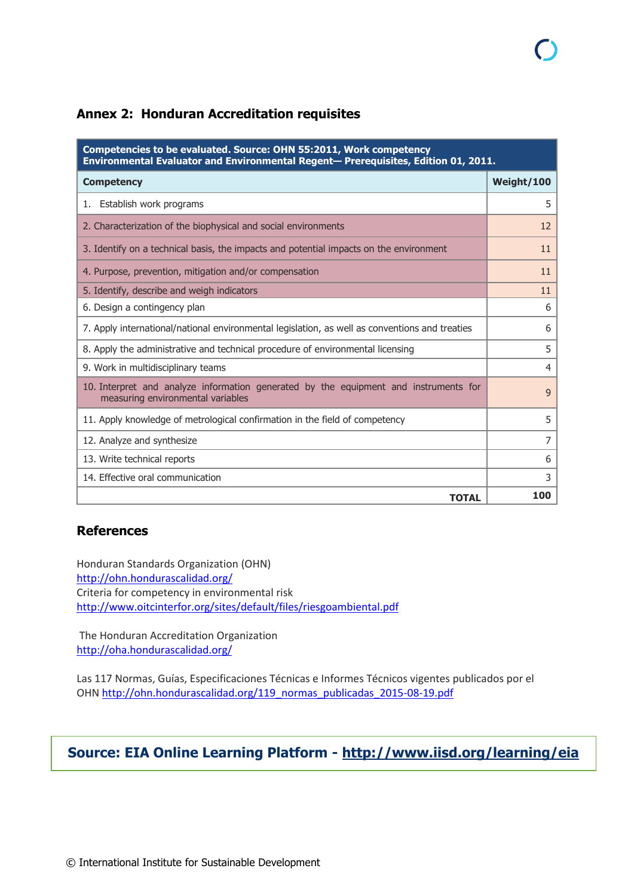## Annex 2: Honduran Accreditation requisites

| Competencies to be evaluated. Source: OHN 55:2011, Work competency Environmental Evaluator and Environmental Regent— Prerequisites, Edition 01, 2011. | |
|---|---|
| **Competency** | **Weight/100** |
| 1. Establish work programs | 5 |
| 2. Characterization of the biophysical and social environments | 12 |
| 3. Identify on a technical basis, the impacts and potential impacts on the environment | 11 |
| 4. Purpose, prevention, mitigation and/or compensation | 11 |
| 5. Identify, describe and weigh indicators | 11 |
| 6. Design a contingency plan | 6 |
| 7. Apply international/national environmental legislation, as well as conventions and treaties | 6 |
| 8. Apply the administrative and technical procedure of environmental licensing | 5 |
| 9. Work in multidisciplinary teams | 4 |
| 10. Interpret and analyze information generated by the equipment and instruments for measuring environmental variables | 9 |
| 11. Apply knowledge of metrological confirmation in the field of competency | 5 |
| 12. Analyze and synthesize | 7 |
| 13. Write technical reports | 6 |
| 14. Effective oral communication | 3 |
| **TOTAL** | **100** |

## References

Honduran Standards Organization (OHN)
http://ohn.hondurascalidad.org/
Criteria for competency in environmental risk
http://www.oitcinterfor.org/sites/default/files/riesgoambiental.pdf

The Honduran Accreditation Organization
http://oha.hondurascalidad.org/

Las 117 Normas, Guías, Especificaciones Técnicas e Informes Técnicos vigentes publicados por el OHN http://ohn.hondurascalidad.org/119_normas_publicadas_2015-08-19.pdf

**Source: EIA Online Learning Platform - http://www.iisd.org/learning/eia**

© International Institute for Sustainable Development